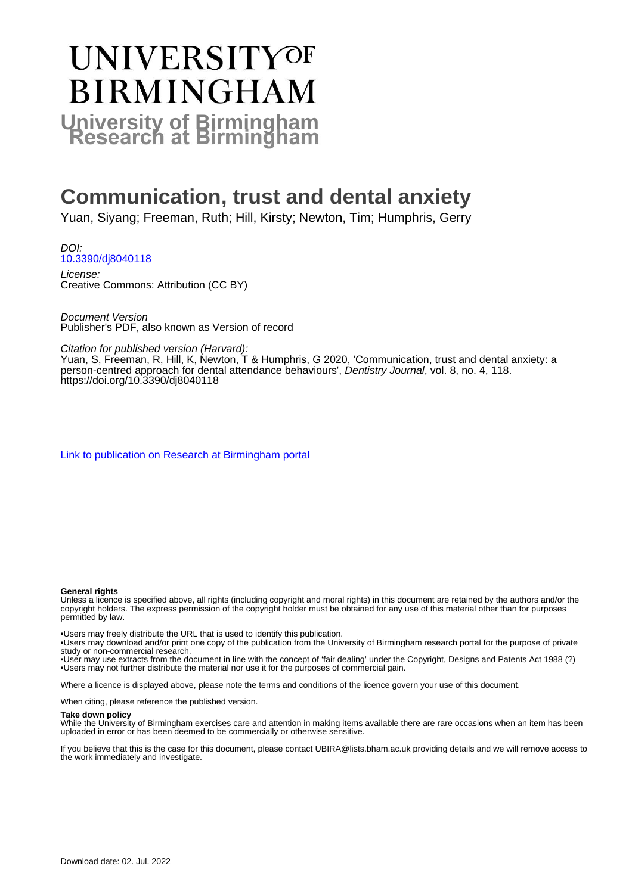# UNIVERSITY OF BIRMINGHAM

## University of Birmingham Research at Birmingham

# Communication, trust and dental anxiety

Yuan, Siyang; Freeman, Ruth; Hill, Kirsty; Newton, Tim; Humphris, Gerry

*DOI:*
[10.3390/dj8040118](https://doi.org/10.3390/dj8040118)

*License:*
Creative Commons: Attribution (CC BY)

*Document Version*
Publisher's PDF, also known as Version of record

*Citation for published version (Harvard):*
Yuan, S, Freeman, R, Hill, K, Newton, T & Humphris, G 2020, 'Communication, trust and dental anxiety: a person-centred approach for dental attendance behaviours', *Dentistry Journal*, vol. 8, no. 4, 118. https://doi.org/10.3390/dj8040118

[Link to publication on Research at Birmingham portal](#)

**General rights**
Unless a licence is specified above, all rights (including copyright and moral rights) in this document are retained by the authors and/or the copyright holders. The express permission of the copyright holder must be obtained for any use of this material other than for purposes permitted by law.

•Users may freely distribute the URL that is used to identify this publication.
•Users may download and/or print one copy of the publication from the University of Birmingham research portal for the purpose of private study or non-commercial research.
•User may use extracts from the document in line with the concept of 'fair dealing' under the Copyright, Designs and Patents Act 1988 (?)
•Users may not further distribute the material nor use it for the purposes of commercial gain.

Where a licence is displayed above, please note the terms and conditions of the licence govern your use of this document.

When citing, please reference the published version.

**Take down policy**
While the University of Birmingham exercises care and attention in making items available there are rare occasions when an item has been uploaded in error or has been deemed to be commercially or otherwise sensitive.

If you believe that this is the case for this document, please contact UBIRA@lists.bham.ac.uk providing details and we will remove access to the work immediately and investigate.

Download date: 02. Jul. 2022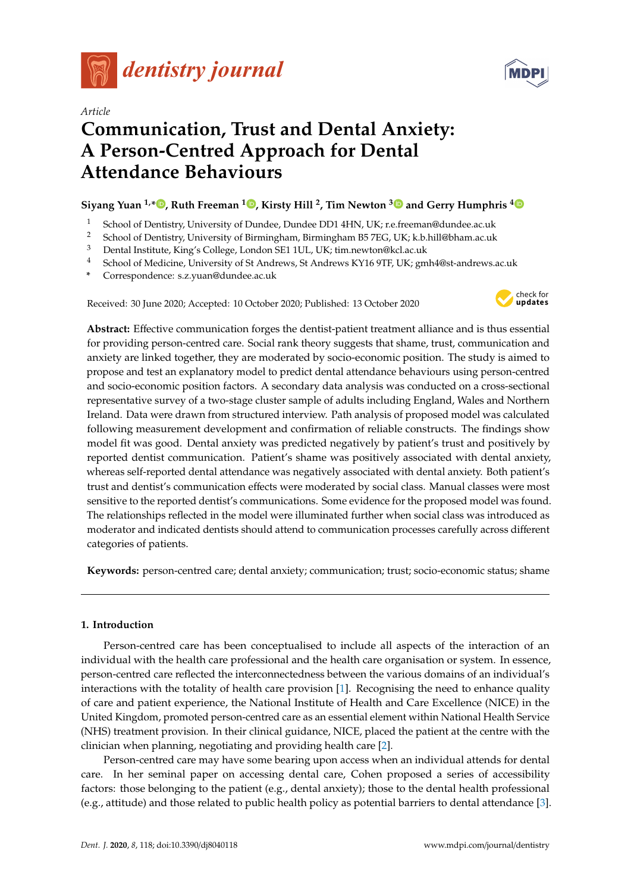dentistry journal

MDPI

*Article*

# Communication, Trust and Dental Anxiety: A Person-Centred Approach for Dental Attendance Behaviours

**Siyang Yuan [1,*], Ruth Freeman [1], Kirsty Hill [2], Tim Newton [3] and Gerry Humphris [4]**

1. School of Dentistry, University of Dundee, Dundee DD1 4HN, UK; r.e.freeman@dundee.ac.uk
2. School of Dentistry, University of Birmingham, Birmingham B5 7EG, UK; k.b.hill@bham.ac.uk
3. Dental Institute, King's College, London SE1 1UL, UK; tim.newton@kcl.ac.uk
4. School of Medicine, University of St Andrews, St Andrews KY16 9TF, UK; gmh4@st-andrews.ac.uk

\* Correspondence: s.z.yuan@dundee.ac.uk

Received: 30 June 2020; Accepted: 10 October 2020; Published: 13 October 2020

**Abstract:** Effective communication forges the dentist-patient treatment alliance and is thus essential for providing person-centred care. Social rank theory suggests that shame, trust, communication and anxiety are linked together, they are moderated by socio-economic position. The study is aimed to propose and test an explanatory model to predict dental attendance behaviours using person-centred and socio-economic position factors. A secondary data analysis was conducted on a cross-sectional representative survey of a two-stage cluster sample of adults including England, Wales and Northern Ireland. Data were drawn from structured interview. Path analysis of proposed model was calculated following measurement development and confirmation of reliable constructs. The findings show model fit was good. Dental anxiety was predicted negatively by patient's trust and positively by reported dentist communication. Patient's shame was positively associated with dental anxiety, whereas self-reported dental attendance was negatively associated with dental anxiety. Both patient's trust and dentist's communication effects were moderated by social class. Manual classes were most sensitive to the reported dentist's communications. Some evidence for the proposed model was found. The relationships reflected in the model were illuminated further when social class was introduced as moderator and indicated dentists should attend to communication processes carefully across different categories of patients.

**Keywords:** person-centred care; dental anxiety; communication; trust; socio-economic status; shame

## 1. Introduction

Person-centred care has been conceptualised to include all aspects of the interaction of an individual with the health care professional and the health care organisation or system. In essence, person-centred care reflected the interconnectedness between the various domains of an individual's interactions with the totality of health care provision [1]. Recognising the need to enhance quality of care and patient experience, the National Institute of Health and Care Excellence (NICE) in the United Kingdom, promoted person-centred care as an essential element within National Health Service (NHS) treatment provision. In their clinical guidance, NICE, placed the patient at the centre with the clinician when planning, negotiating and providing health care [2].

Person-centred care may have some bearing upon access when an individual attends for dental care. In her seminal paper on accessing dental care, Cohen proposed a series of accessibility factors: those belonging to the patient (e.g., dental anxiety); those to the dental health professional (e.g., attitude) and those related to public health policy as potential barriers to dental attendance [3].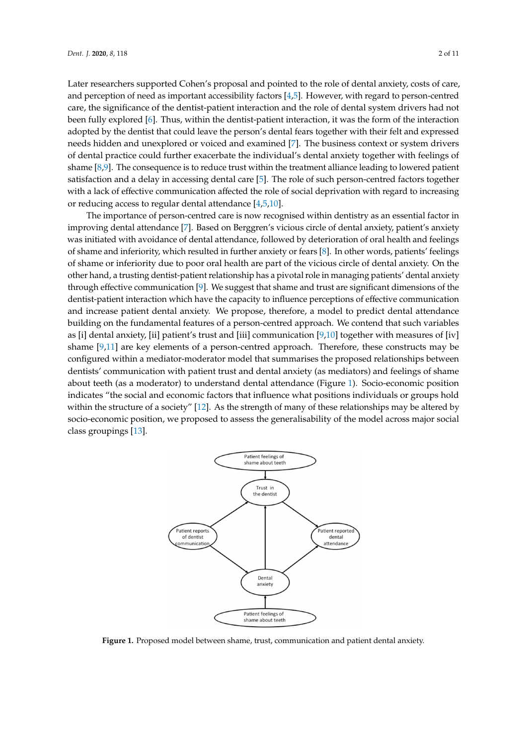Later researchers supported Cohen's proposal and pointed to the role of dental anxiety, costs of care, and perception of need as important accessibility factors [4,5]. However, with regard to person-centred care, the significance of the dentist-patient interaction and the role of dental system drivers had not been fully explored [6]. Thus, within the dentist-patient interaction, it was the form of the interaction adopted by the dentist that could leave the person's dental fears together with their felt and expressed needs hidden and unexplored or voiced and examined [7]. The business context or system drivers of dental practice could further exacerbate the individual's dental anxiety together with feelings of shame [8,9]. The consequence is to reduce trust within the treatment alliance leading to lowered patient satisfaction and a delay in accessing dental care [5]. The role of such person-centred factors together with a lack of effective communication affected the role of social deprivation with regard to increasing or reducing access to regular dental attendance [4,5,10].

The importance of person-centred care is now recognised within dentistry as an essential factor in improving dental attendance [7]. Based on Berggren's vicious circle of dental anxiety, patient's anxiety was initiated with avoidance of dental attendance, followed by deterioration of oral health and feelings of shame and inferiority, which resulted in further anxiety or fears [8]. In other words, patients' feelings of shame or inferiority due to poor oral health are part of the vicious circle of dental anxiety. On the other hand, a trusting dentist-patient relationship has a pivotal role in managing patients' dental anxiety through effective communication [9]. We suggest that shame and trust are significant dimensions of the dentist-patient interaction which have the capacity to influence perceptions of effective communication and increase patient dental anxiety. We propose, therefore, a model to predict dental attendance building on the fundamental features of a person-centred approach. We contend that such variables as [i] dental anxiety, [ii] patient's trust and [iii] communication [9,10] together with measures of [iv] shame [9,11] are key elements of a person-centred approach. Therefore, these constructs may be configured within a mediator-moderator model that summarises the proposed relationships between dentists' communication with patient trust and dental anxiety (as mediators) and feelings of shame about teeth (as a moderator) to understand dental attendance (Figure 1). Socio-economic position indicates "the social and economic factors that influence what positions individuals or groups hold within the structure of a society" [12]. As the strength of many of these relationships may be altered by socio-economic position, we proposed to assess the generalisability of the model across major social class groupings [13].

**Figure 1.** Proposed model between shame, trust, communication and patient dental anxiety.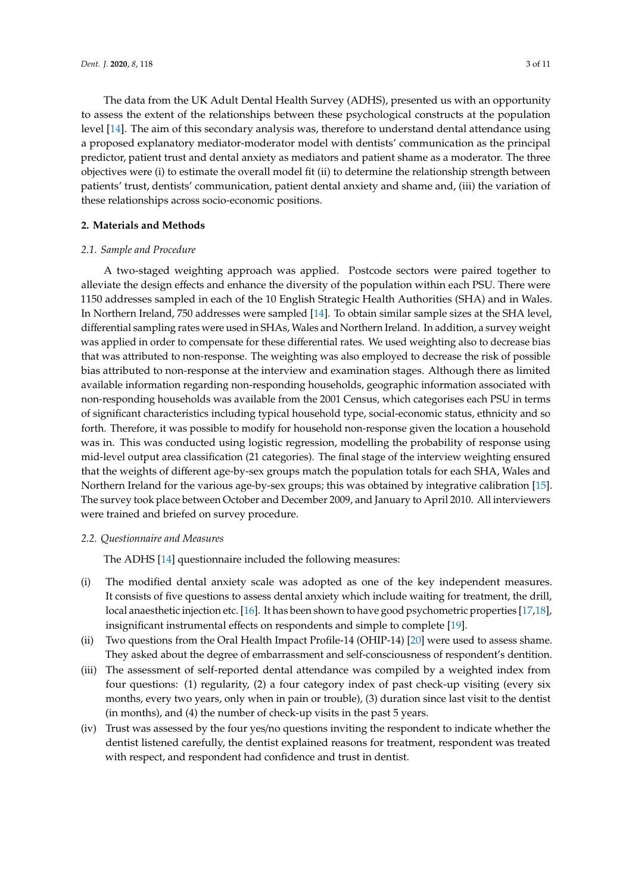The data from the UK Adult Dental Health Survey (ADHS), presented us with an opportunity to assess the extent of the relationships between these psychological constructs at the population level [14]. The aim of this secondary analysis was, therefore to understand dental attendance using a proposed explanatory mediator-moderator model with dentists' communication as the principal predictor, patient trust and dental anxiety as mediators and patient shame as a moderator. The three objectives were (i) to estimate the overall model fit (ii) to determine the relationship strength between patients' trust, dentists' communication, patient dental anxiety and shame and, (iii) the variation of these relationships across socio-economic positions.

## 2. Materials and Methods

### 2.1. Sample and Procedure

A two-staged weighting approach was applied. Postcode sectors were paired together to alleviate the design effects and enhance the diversity of the population within each PSU. There were 1150 addresses sampled in each of the 10 English Strategic Health Authorities (SHA) and in Wales. In Northern Ireland, 750 addresses were sampled [14]. To obtain similar sample sizes at the SHA level, differential sampling rates were used in SHAs, Wales and Northern Ireland. In addition, a survey weight was applied in order to compensate for these differential rates. We used weighting also to decrease bias that was attributed to non-response. The weighting was also employed to decrease the risk of possible bias attributed to non-response at the interview and examination stages. Although there as limited available information regarding non-responding households, geographic information associated with non-responding households was available from the 2001 Census, which categorises each PSU in terms of significant characteristics including typical household type, social-economic status, ethnicity and so forth. Therefore, it was possible to modify for household non-response given the location a household was in. This was conducted using logistic regression, modelling the probability of response using mid-level output area classification (21 categories). The final stage of the interview weighting ensured that the weights of different age-by-sex groups match the population totals for each SHA, Wales and Northern Ireland for the various age-by-sex groups; this was obtained by integrative calibration [15]. The survey took place between October and December 2009, and January to April 2010. All interviewers were trained and briefed on survey procedure.

### 2.2. Questionnaire and Measures

The ADHS [14] questionnaire included the following measures:

(i) The modified dental anxiety scale was adopted as one of the key independent measures. It consists of five questions to assess dental anxiety which include waiting for treatment, the drill, local anaesthetic injection etc. [16]. It has been shown to have good psychometric properties [17,18], insignificant instrumental effects on respondents and simple to complete [19].

(ii) Two questions from the Oral Health Impact Profile-14 (OHIP-14) [20] were used to assess shame. They asked about the degree of embarrassment and self-consciousness of respondent's dentition.

(iii) The assessment of self-reported dental attendance was compiled by a weighted index from four questions: (1) regularity, (2) a four category index of past check-up visiting (every six months, every two years, only when in pain or trouble), (3) duration since last visit to the dentist (in months), and (4) the number of check-up visits in the past 5 years.

(iv) Trust was assessed by the four yes/no questions inviting the respondent to indicate whether the dentist listened carefully, the dentist explained reasons for treatment, respondent was treated with respect, and respondent had confidence and trust in dentist.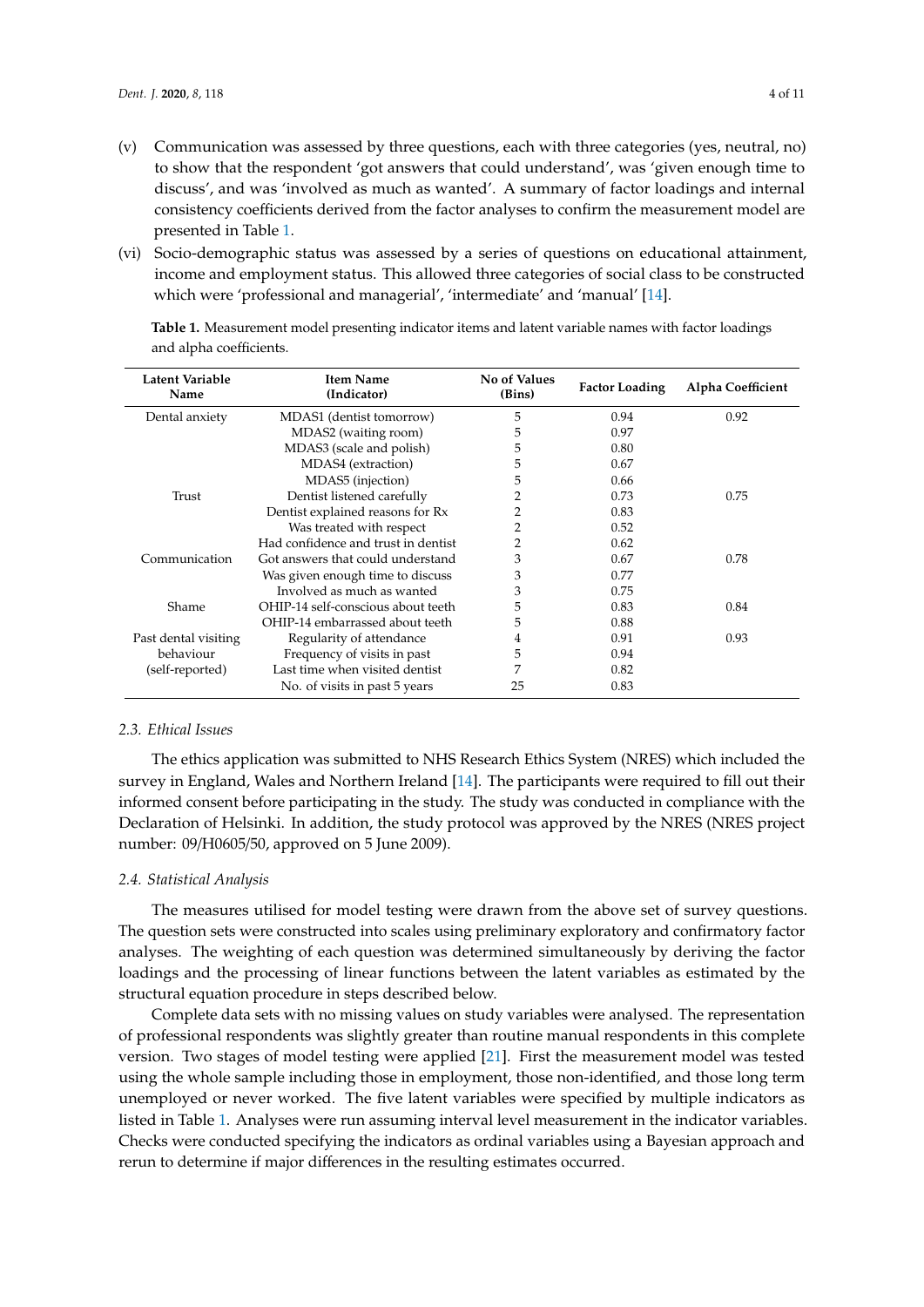(v) Communication was assessed by three questions, each with three categories (yes, neutral, no) to show that the respondent 'got answers that could understand', was 'given enough time to discuss', and was 'involved as much as wanted'. A summary of factor loadings and internal consistency coefficients derived from the factor analyses to confirm the measurement model are presented in Table 1.

(vi) Socio-demographic status was assessed by a series of questions on educational attainment, income and employment status. This allowed three categories of social class to be constructed which were 'professional and managerial', 'intermediate' and 'manual' [14].

**Table 1.** Measurement model presenting indicator items and latent variable names with factor loadings and alpha coefficients.

| Latent Variable Name | Item Name (Indicator) | No of Values (Bins) | Factor Loading | Alpha Coefficient |
|---|---|---|---|---|
| Dental anxiety | MDAS1 (dentist tomorrow) | 5 | 0.94 | 0.92 |
| | MDAS2 (waiting room) | 5 | 0.97 | |
| | MDAS3 (scale and polish) | 5 | 0.80 | |
| | MDAS4 (extraction) | 5 | 0.67 | |
| | MDAS5 (injection) | 5 | 0.66 | |
| Trust | Dentist listened carefully | 2 | 0.73 | 0.75 |
| | Dentist explained reasons for Rx | 2 | 0.83 | |
| | Was treated with respect | 2 | 0.52 | |
| | Had confidence and trust in dentist | 2 | 0.62 | |
| Communication | Got answers that could understand | 3 | 0.67 | 0.78 |
| | Was given enough time to discuss | 3 | 0.77 | |
| | Involved as much as wanted | 3 | 0.75 | |
| Shame | OHIP-14 self-conscious about teeth | 5 | 0.83 | 0.84 |
| | OHIP-14 embarrassed about teeth | 5 | 0.88 | |
| Past dental visiting behaviour (self-reported) | Regularity of attendance | 4 | 0.91 | 0.93 |
| | Frequency of visits in past | 5 | 0.94 | |
| | Last time when visited dentist | 7 | 0.82 | |
| | No. of visits in past 5 years | 25 | 0.83 | |

### *2.3. Ethical Issues*

The ethics application was submitted to NHS Research Ethics System (NRES) which included the survey in England, Wales and Northern Ireland [14]. The participants were required to fill out their informed consent before participating in the study. The study was conducted in compliance with the Declaration of Helsinki. In addition, the study protocol was approved by the NRES (NRES project number: 09/H0605/50, approved on 5 June 2009).

### *2.4. Statistical Analysis*

The measures utilised for model testing were drawn from the above set of survey questions. The question sets were constructed into scales using preliminary exploratory and confirmatory factor analyses. The weighting of each question was determined simultaneously by deriving the factor loadings and the processing of linear functions between the latent variables as estimated by the structural equation procedure in steps described below.

Complete data sets with no missing values on study variables were analysed. The representation of professional respondents was slightly greater than routine manual respondents in this complete version. Two stages of model testing were applied [21]. First the measurement model was tested using the whole sample including those in employment, those non-identified, and those long term unemployed or never worked. The five latent variables were specified by multiple indicators as listed in Table 1. Analyses were run assuming interval level measurement in the indicator variables. Checks were conducted specifying the indicators as ordinal variables using a Bayesian approach and rerun to determine if major differences in the resulting estimates occurred.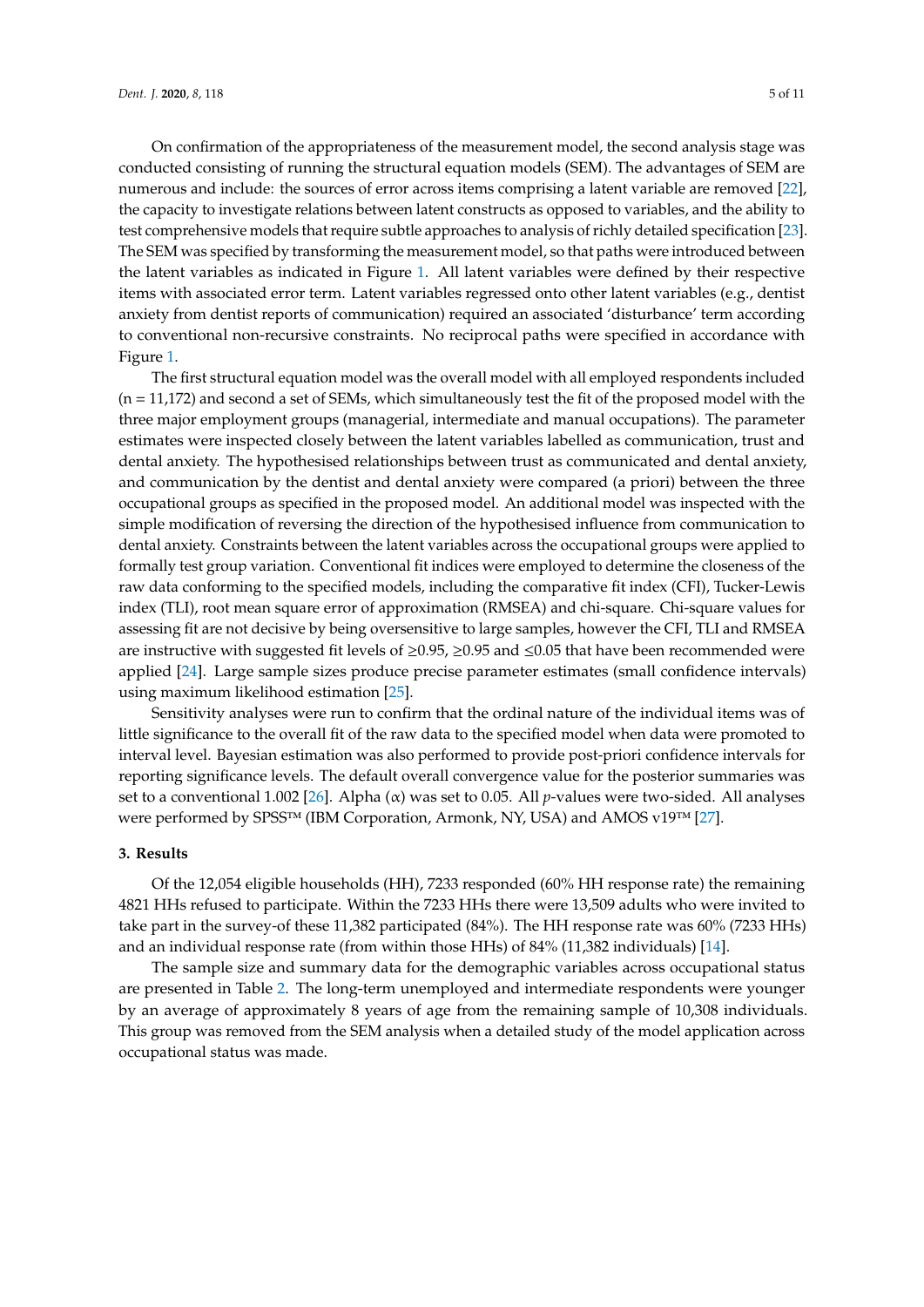On confirmation of the appropriateness of the measurement model, the second analysis stage was conducted consisting of running the structural equation models (SEM). The advantages of SEM are numerous and include: the sources of error across items comprising a latent variable are removed [22], the capacity to investigate relations between latent constructs as opposed to variables, and the ability to test comprehensive models that require subtle approaches to analysis of richly detailed specification [23]. The SEM was specified by transforming the measurement model, so that paths were introduced between the latent variables as indicated in Figure 1. All latent variables were defined by their respective items with associated error term. Latent variables regressed onto other latent variables (e.g., dentist anxiety from dentist reports of communication) required an associated 'disturbance' term according to conventional non-recursive constraints. No reciprocal paths were specified in accordance with Figure 1.

The first structural equation model was the overall model with all employed respondents included (n = 11,172) and second a set of SEMs, which simultaneously test the fit of the proposed model with the three major employment groups (managerial, intermediate and manual occupations). The parameter estimates were inspected closely between the latent variables labelled as communication, trust and dental anxiety. The hypothesised relationships between trust as communicated and dental anxiety, and communication by the dentist and dental anxiety were compared (a priori) between the three occupational groups as specified in the proposed model. An additional model was inspected with the simple modification of reversing the direction of the hypothesised influence from communication to dental anxiety. Constraints between the latent variables across the occupational groups were applied to formally test group variation. Conventional fit indices were employed to determine the closeness of the raw data conforming to the specified models, including the comparative fit index (CFI), Tucker-Lewis index (TLI), root mean square error of approximation (RMSEA) and chi-square. Chi-square values for assessing fit are not decisive by being oversensitive to large samples, however the CFI, TLI and RMSEA are instructive with suggested fit levels of ≥0.95, ≥0.95 and ≤0.05 that have been recommended were applied [24]. Large sample sizes produce precise parameter estimates (small confidence intervals) using maximum likelihood estimation [25].

Sensitivity analyses were run to confirm that the ordinal nature of the individual items was of little significance to the overall fit of the raw data to the specified model when data were promoted to interval level. Bayesian estimation was also performed to provide post-priori confidence intervals for reporting significance levels. The default overall convergence value for the posterior summaries was set to a conventional 1.002 [26]. Alpha ($\alpha$) was set to 0.05. All *p*-values were two-sided. All analyses were performed by SPSS™ (IBM Corporation, Armonk, NY, USA) and AMOS v19™ [27].

## 3. Results

Of the 12,054 eligible households (HH), 7233 responded (60% HH response rate) the remaining 4821 HHs refused to participate. Within the 7233 HHs there were 13,509 adults who were invited to take part in the survey-of these 11,382 participated (84%). The HH response rate was 60% (7233 HHs) and an individual response rate (from within those HHs) of 84% (11,382 individuals) [14].

The sample size and summary data for the demographic variables across occupational status are presented in Table 2. The long-term unemployed and intermediate respondents were younger by an average of approximately 8 years of age from the remaining sample of 10,308 individuals. This group was removed from the SEM analysis when a detailed study of the model application across occupational status was made.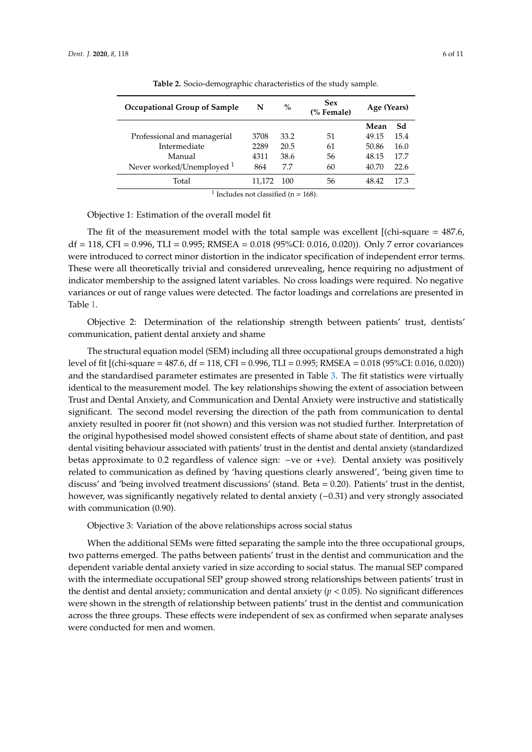**Table 2.** Socio-demographic characteristics of the study sample.

| Occupational Group of Sample | N | % | Sex (% Female) | Age (Years) | |
|---|---|---|---|---|---|
| | | | | Mean | Sd |
| Professional and managerial | 3708 | 33.2 | 51 | 49.15 | 15.4 |
| Intermediate | 2289 | 20.5 | 61 | 50.86 | 16.0 |
| Manual | 4311 | 38.6 | 56 | 48.15 | 17.7 |
| Never worked/Unemployed [1] | 864 | 7.7 | 60 | 40.70 | 22.6 |
| Total | 11,172 | 100 | 56 | 48.42 | 17.3 |

[1] Includes not classified (n = 168).

Objective 1: Estimation of the overall model fit

The fit of the measurement model with the total sample was excellent [(chi-square = 487.6, df = 118, CFI = 0.996, TLI = 0.995; RMSEA = 0.018 (95%CI: 0.016, 0.020)). Only 7 error covariances were introduced to correct minor distortion in the indicator specification of independent error terms. These were all theoretically trivial and considered unrevealing, hence requiring no adjustment of indicator membership to the assigned latent variables. No cross loadings were required. No negative variances or out of range values were detected. The factor loadings and correlations are presented in Table 1.

Objective 2: Determination of the relationship strength between patients' trust, dentists' communication, patient dental anxiety and shame

The structural equation model (SEM) including all three occupational groups demonstrated a high level of fit [(chi-square = 487.6, df = 118, CFI = 0.996, TLI = 0.995; RMSEA = 0.018 (95%CI: 0.016, 0.020)) and the standardised parameter estimates are presented in Table 3. The fit statistics were virtually identical to the measurement model. The key relationships showing the extent of association between Trust and Dental Anxiety, and Communication and Dental Anxiety were instructive and statistically significant. The second model reversing the direction of the path from communication to dental anxiety resulted in poorer fit (not shown) and this version was not studied further. Interpretation of the original hypothesised model showed consistent effects of shame about state of dentition, and past dental visiting behaviour associated with patients' trust in the dentist and dental anxiety (standardized betas approximate to 0.2 regardless of valence sign: −ve or +ve). Dental anxiety was positively related to communication as defined by 'having questions clearly answered', 'being given time to discuss' and 'being involved treatment discussions' (stand. Beta = 0.20). Patients' trust in the dentist, however, was significantly negatively related to dental anxiety (−0.31) and very strongly associated with communication (0.90).

Objective 3: Variation of the above relationships across social status

When the additional SEMs were fitted separating the sample into the three occupational groups, two patterns emerged. The paths between patients' trust in the dentist and communication and the dependent variable dental anxiety varied in size according to social status. The manual SEP compared with the intermediate occupational SEP group showed strong relationships between patients' trust in the dentist and dental anxiety; communication and dental anxiety ($p < 0.05$). No significant differences were shown in the strength of relationship between patients' trust in the dentist and communication across the three groups. These effects were independent of sex as confirmed when separate analyses were conducted for men and women.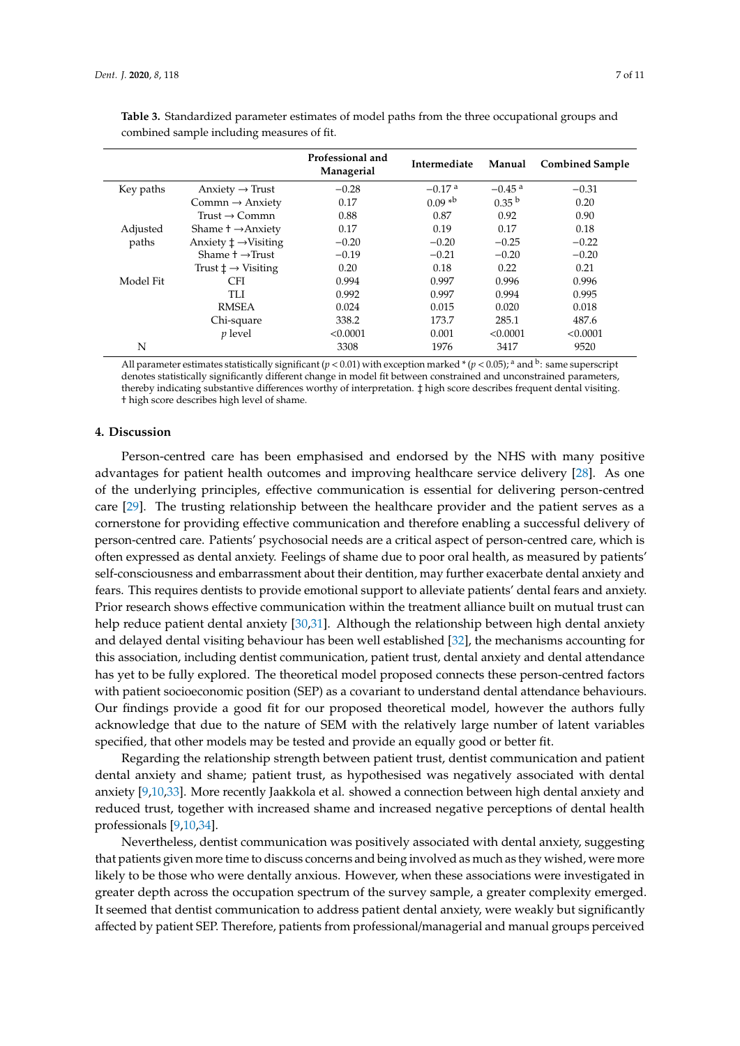**Table 3.** Standardized parameter estimates of model paths from the three occupational groups and combined sample including measures of fit.

| | | Professional and Managerial | Intermediate | Manual | Combined Sample |
|---|---|---|---|---|---|
| Key paths | Anxiety → Trust | −0.28 | −0.17 [a] | −0.45 [a] | −0.31 |
| | Commn → Anxiety | 0.17 | 0.09 *[b] | 0.35 [b] | 0.20 |
| | Trust → Commn | 0.88 | 0.87 | 0.92 | 0.90 |
| Adjusted paths | Shame † →Anxiety | 0.17 | 0.19 | 0.17 | 0.18 |
| | Anxiety ‡ →Visiting | −0.20 | −0.20 | −0.25 | −0.22 |
| | Shame † →Trust | −0.19 | −0.21 | −0.20 | −0.20 |
| | Trust ‡ → Visiting | 0.20 | 0.18 | 0.22 | 0.21 |
| Model Fit | CFI | 0.994 | 0.997 | 0.996 | 0.996 |
| | TLI | 0.992 | 0.997 | 0.994 | 0.995 |
| | RMSEA | 0.024 | 0.015 | 0.020 | 0.018 |
| | Chi-square | 338.2 | 173.7 | 285.1 | 487.6 |
| | *p* level | <0.0001 | 0.001 | <0.0001 | <0.0001 |
| N | | 3308 | 1976 | 3417 | 9520 |

All parameter estimates statistically significant ($p < 0.01$) with exception marked * ($p < 0.05$); [a] and [b]: same superscript denotes statistically significantly different change in model fit between constrained and unconstrained parameters, thereby indicating substantive differences worthy of interpretation. ‡ high score describes frequent dental visiting. † high score describes high level of shame.

## 4. Discussion

Person-centred care has been emphasised and endorsed by the NHS with many positive advantages for patient health outcomes and improving healthcare service delivery [28]. As one of the underlying principles, effective communication is essential for delivering person-centred care [29]. The trusting relationship between the healthcare provider and the patient serves as a cornerstone for providing effective communication and therefore enabling a successful delivery of person-centred care. Patients' psychosocial needs are a critical aspect of person-centred care, which is often expressed as dental anxiety. Feelings of shame due to poor oral health, as measured by patients' self-consciousness and embarrassment about their dentition, may further exacerbate dental anxiety and fears. This requires dentists to provide emotional support to alleviate patients' dental fears and anxiety. Prior research shows effective communication within the treatment alliance built on mutual trust can help reduce patient dental anxiety [30,31]. Although the relationship between high dental anxiety and delayed dental visiting behaviour has been well established [32], the mechanisms accounting for this association, including dentist communication, patient trust, dental anxiety and dental attendance has yet to be fully explored. The theoretical model proposed connects these person-centred factors with patient socioeconomic position (SEP) as a covariant to understand dental attendance behaviours. Our findings provide a good fit for our proposed theoretical model, however the authors fully acknowledge that due to the nature of SEM with the relatively large number of latent variables specified, that other models may be tested and provide an equally good or better fit.

Regarding the relationship strength between patient trust, dentist communication and patient dental anxiety and shame; patient trust, as hypothesised was negatively associated with dental anxiety [9,10,33]. More recently Jaakkola et al. showed a connection between high dental anxiety and reduced trust, together with increased shame and increased negative perceptions of dental health professionals [9,10,34].

Nevertheless, dentist communication was positively associated with dental anxiety, suggesting that patients given more time to discuss concerns and being involved as much as they wished, were more likely to be those who were dentally anxious. However, when these associations were investigated in greater depth across the occupation spectrum of the survey sample, a greater complexity emerged. It seemed that dentist communication to address patient dental anxiety, were weakly but significantly affected by patient SEP. Therefore, patients from professional/managerial and manual groups perceived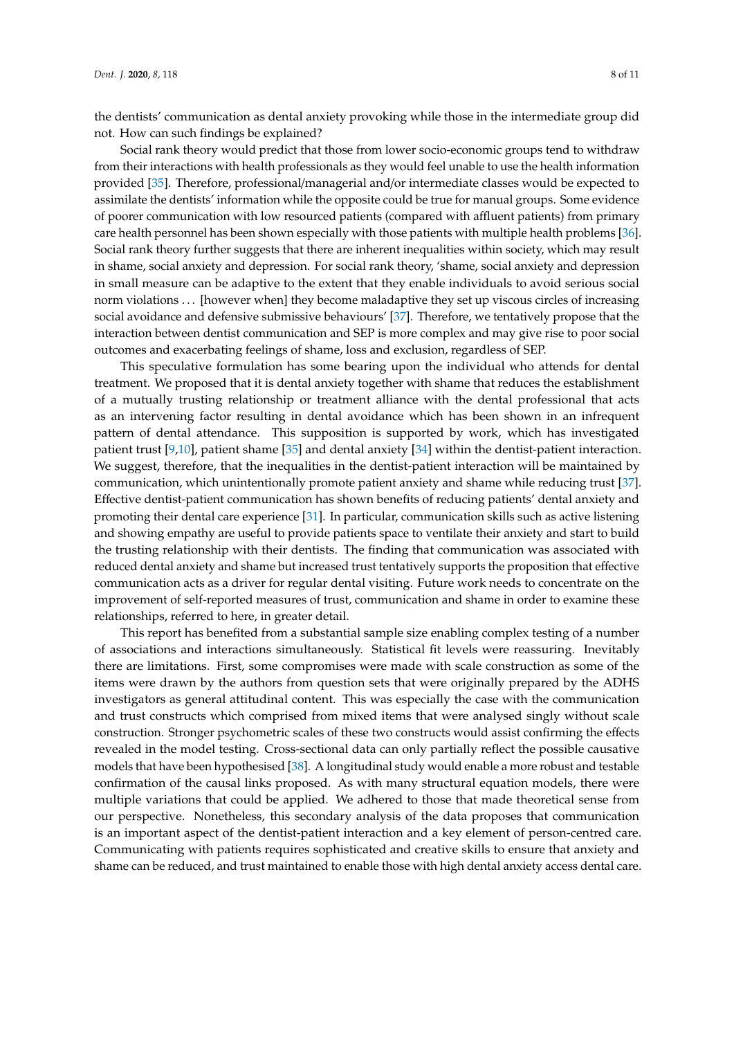the dentists' communication as dental anxiety provoking while those in the intermediate group did not. How can such findings be explained?

Social rank theory would predict that those from lower socio-economic groups tend to withdraw from their interactions with health professionals as they would feel unable to use the health information provided [35]. Therefore, professional/managerial and/or intermediate classes would be expected to assimilate the dentists' information while the opposite could be true for manual groups. Some evidence of poorer communication with low resourced patients (compared with affluent patients) from primary care health personnel has been shown especially with those patients with multiple health problems [36]. Social rank theory further suggests that there are inherent inequalities within society, which may result in shame, social anxiety and depression. For social rank theory, 'shame, social anxiety and depression in small measure can be adaptive to the extent that they enable individuals to avoid serious social norm violations ... [however when] they become maladaptive they set up viscous circles of increasing social avoidance and defensive submissive behaviours' [37]. Therefore, we tentatively propose that the interaction between dentist communication and SEP is more complex and may give rise to poor social outcomes and exacerbating feelings of shame, loss and exclusion, regardless of SEP.

This speculative formulation has some bearing upon the individual who attends for dental treatment. We proposed that it is dental anxiety together with shame that reduces the establishment of a mutually trusting relationship or treatment alliance with the dental professional that acts as an intervening factor resulting in dental avoidance which has been shown in an infrequent pattern of dental attendance. This supposition is supported by work, which has investigated patient trust [9,10], patient shame [35] and dental anxiety [34] within the dentist-patient interaction. We suggest, therefore, that the inequalities in the dentist-patient interaction will be maintained by communication, which unintentionally promote patient anxiety and shame while reducing trust [37]. Effective dentist-patient communication has shown benefits of reducing patients' dental anxiety and promoting their dental care experience [31]. In particular, communication skills such as active listening and showing empathy are useful to provide patients space to ventilate their anxiety and start to build the trusting relationship with their dentists. The finding that communication was associated with reduced dental anxiety and shame but increased trust tentatively supports the proposition that effective communication acts as a driver for regular dental visiting. Future work needs to concentrate on the improvement of self-reported measures of trust, communication and shame in order to examine these relationships, referred to here, in greater detail.

This report has benefited from a substantial sample size enabling complex testing of a number of associations and interactions simultaneously. Statistical fit levels were reassuring. Inevitably there are limitations. First, some compromises were made with scale construction as some of the items were drawn by the authors from question sets that were originally prepared by the ADHS investigators as general attitudinal content. This was especially the case with the communication and trust constructs which comprised from mixed items that were analysed singly without scale construction. Stronger psychometric scales of these two constructs would assist confirming the effects revealed in the model testing. Cross-sectional data can only partially reflect the possible causative models that have been hypothesised [38]. A longitudinal study would enable a more robust and testable confirmation of the causal links proposed. As with many structural equation models, there were multiple variations that could be applied. We adhered to those that made theoretical sense from our perspective. Nonetheless, this secondary analysis of the data proposes that communication is an important aspect of the dentist-patient interaction and a key element of person-centred care. Communicating with patients requires sophisticated and creative skills to ensure that anxiety and shame can be reduced, and trust maintained to enable those with high dental anxiety access dental care.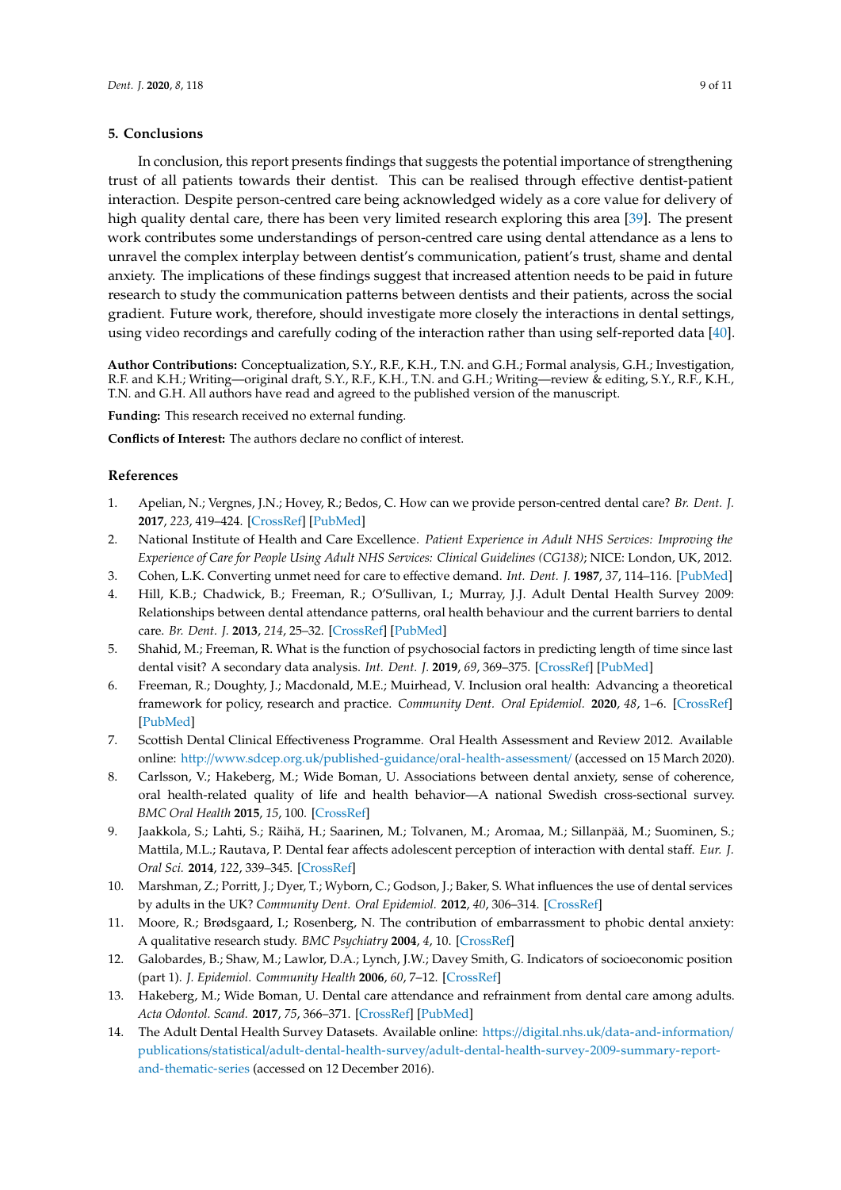## 5. Conclusions

In conclusion, this report presents findings that suggests the potential importance of strengthening trust of all patients towards their dentist. This can be realised through effective dentist-patient interaction. Despite person-centred care being acknowledged widely as a core value for delivery of high quality dental care, there has been very limited research exploring this area [39]. The present work contributes some understandings of person-centred care using dental attendance as a lens to unravel the complex interplay between dentist's communication, patient's trust, shame and dental anxiety. The implications of these findings suggest that increased attention needs to be paid in future research to study the communication patterns between dentists and their patients, across the social gradient. Future work, therefore, should investigate more closely the interactions in dental settings, using video recordings and carefully coding of the interaction rather than using self-reported data [40].

**Author Contributions:** Conceptualization, S.Y., R.F., K.H., T.N. and G.H.; Formal analysis, G.H.; Investigation, R.F. and K.H.; Writing—original draft, S.Y., R.F., K.H., T.N. and G.H.; Writing—review & editing, S.Y., R.F., K.H., T.N. and G.H. All authors have read and agreed to the published version of the manuscript.

**Funding:** This research received no external funding.

**Conflicts of Interest:** The authors declare no conflict of interest.

## References

1. Apelian, N.; Vergnes, J.N.; Hovey, R.; Bedos, C. How can we provide person-centred dental care? *Br. Dent. J.* **2017**, *223*, 419–424. [CrossRef] [PubMed]
2. National Institute of Health and Care Excellence. *Patient Experience in Adult NHS Services: Improving the Experience of Care for People Using Adult NHS Services: Clinical Guidelines (CG138)*; NICE: London, UK, 2012.
3. Cohen, L.K. Converting unmet need for care to effective demand. *Int. Dent. J.* **1987**, *37*, 114–116. [PubMed]
4. Hill, K.B.; Chadwick, B.; Freeman, R.; O'Sullivan, I.; Murray, J.J. Adult Dental Health Survey 2009: Relationships between dental attendance patterns, oral health behaviour and the current barriers to dental care. *Br. Dent. J.* **2013**, *214*, 25–32. [CrossRef] [PubMed]
5. Shahid, M.; Freeman, R. What is the function of psychosocial factors in predicting length of time since last dental visit? A secondary data analysis. *Int. Dent. J.* **2019**, *69*, 369–375. [CrossRef] [PubMed]
6. Freeman, R.; Doughty, J.; Macdonald, M.E.; Muirhead, V. Inclusion oral health: Advancing a theoretical framework for policy, research and practice. *Community Dent. Oral Epidemiol.* **2020**, *48*, 1–6. [CrossRef] [PubMed]
7. Scottish Dental Clinical Effectiveness Programme. Oral Health Assessment and Review 2012. Available online: http://www.sdcep.org.uk/published-guidance/oral-health-assessment/ (accessed on 15 March 2020).
8. Carlsson, V.; Hakeberg, M.; Wide Boman, U. Associations between dental anxiety, sense of coherence, oral health-related quality of life and health behavior—A national Swedish cross-sectional survey. *BMC Oral Health* **2015**, *15*, 100. [CrossRef]
9. Jaakkola, S.; Lahti, S.; Räihä, H.; Saarinen, M.; Tolvanen, M.; Aromaa, M.; Sillanpää, M.; Suominen, S.; Mattila, M.L.; Rautava, P. Dental fear affects adolescent perception of interaction with dental staff. *Eur. J. Oral Sci.* **2014**, *122*, 339–345. [CrossRef]
10. Marshman, Z.; Porritt, J.; Dyer, T.; Wyborn, C.; Godson, J.; Baker, S. What influences the use of dental services by adults in the UK? *Community Dent. Oral Epidemiol.* **2012**, *40*, 306–314. [CrossRef]
11. Moore, R.; Brødsgaard, I.; Rosenberg, N. The contribution of embarrassment to phobic dental anxiety: A qualitative research study. *BMC Psychiatry* **2004**, *4*, 10. [CrossRef]
12. Galobardes, B.; Shaw, M.; Lawlor, D.A.; Lynch, J.W.; Davey Smith, G. Indicators of socioeconomic position (part 1). *J. Epidemiol. Community Health* **2006**, *60*, 7–12. [CrossRef]
13. Hakeberg, M.; Wide Boman, U. Dental care attendance and refrainment from dental care among adults. *Acta Odontol. Scand.* **2017**, *75*, 366–371. [CrossRef] [PubMed]
14. The Adult Dental Health Survey Datasets. Available online: https://digital.nhs.uk/data-and-information/publications/statistical/adult-dental-health-survey/adult-dental-health-survey-2009-summary-report-and-thematic-series (accessed on 12 December 2016).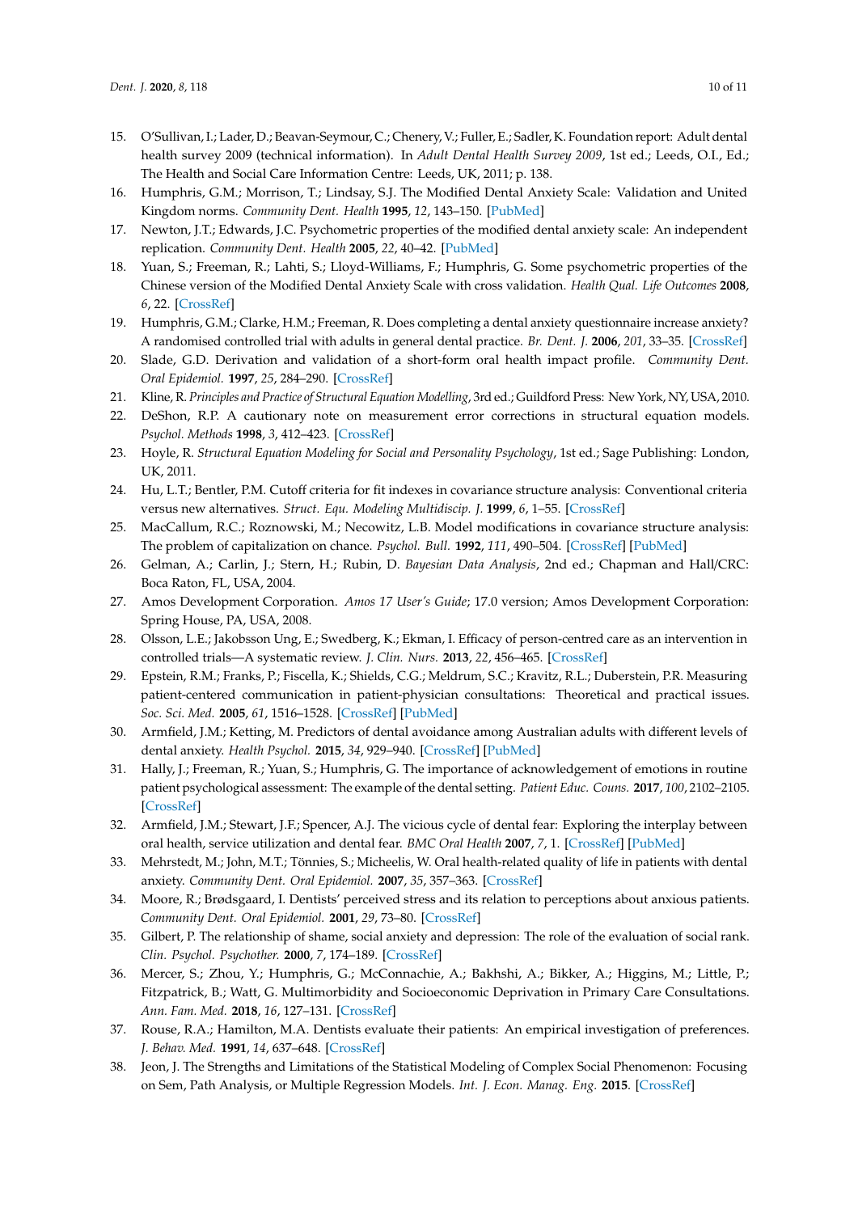15. O'Sullivan, I.; Lader, D.; Beavan-Seymour, C.; Chenery, V.; Fuller, E.; Sadler, K. Foundation report: Adult dental health survey 2009 (technical information). In *Adult Dental Health Survey 2009*, 1st ed.; Leeds, O.I., Ed.; The Health and Social Care Information Centre: Leeds, UK, 2011; p. 138.
16. Humphris, G.M.; Morrison, T.; Lindsay, S.J. The Modified Dental Anxiety Scale: Validation and United Kingdom norms. *Community Dent. Health* **1995**, *12*, 143–150. [PubMed]
17. Newton, J.T.; Edwards, J.C. Psychometric properties of the modified dental anxiety scale: An independent replication. *Community Dent. Health* **2005**, *22*, 40–42. [PubMed]
18. Yuan, S.; Freeman, R.; Lahti, S.; Lloyd-Williams, F.; Humphris, G. Some psychometric properties of the Chinese version of the Modified Dental Anxiety Scale with cross validation. *Health Qual. Life Outcomes* **2008**, *6*, 22. [CrossRef]
19. Humphris, G.M.; Clarke, H.M.; Freeman, R. Does completing a dental anxiety questionnaire increase anxiety? A randomised controlled trial with adults in general dental practice. *Br. Dent. J.* **2006**, *201*, 33–35. [CrossRef]
20. Slade, G.D. Derivation and validation of a short-form oral health impact profile. *Community Dent. Oral Epidemiol.* **1997**, *25*, 284–290. [CrossRef]
21. Kline, R. *Principles and Practice of Structural Equation Modelling*, 3rd ed.; Guildford Press: New York, NY, USA, 2010.
22. DeShon, R.P. A cautionary note on measurement error corrections in structural equation models. *Psychol. Methods* **1998**, *3*, 412–423. [CrossRef]
23. Hoyle, R. *Structural Equation Modeling for Social and Personality Psychology*, 1st ed.; Sage Publishing: London, UK, 2011.
24. Hu, L.T.; Bentler, P.M. Cutoff criteria for fit indexes in covariance structure analysis: Conventional criteria versus new alternatives. *Struct. Equ. Modeling Multidiscip. J.* **1999**, *6*, 1–55. [CrossRef]
25. MacCallum, R.C.; Roznowski, M.; Necowitz, L.B. Model modifications in covariance structure analysis: The problem of capitalization on chance. *Psychol. Bull.* **1992**, *111*, 490–504. [CrossRef] [PubMed]
26. Gelman, A.; Carlin, J.; Stern, H.; Rubin, D. *Bayesian Data Analysis*, 2nd ed.; Chapman and Hall/CRC: Boca Raton, FL, USA, 2004.
27. Amos Development Corporation. *Amos 17 User's Guide*; 17.0 version; Amos Development Corporation: Spring House, PA, USA, 2008.
28. Olsson, L.E.; Jakobsson Ung, E.; Swedberg, K.; Ekman, I. Efficacy of person-centred care as an intervention in controlled trials—A systematic review. *J. Clin. Nurs.* **2013**, *22*, 456–465. [CrossRef]
29. Epstein, R.M.; Franks, P.; Fiscella, K.; Shields, C.G.; Meldrum, S.C.; Kravitz, R.L.; Duberstein, P.R. Measuring patient-centered communication in patient-physician consultations: Theoretical and practical issues. *Soc. Sci. Med.* **2005**, *61*, 1516–1528. [CrossRef] [PubMed]
30. Armfield, J.M.; Ketting, M. Predictors of dental avoidance among Australian adults with different levels of dental anxiety. *Health Psychol.* **2015**, *34*, 929–940. [CrossRef] [PubMed]
31. Hally, J.; Freeman, R.; Yuan, S.; Humphris, G. The importance of acknowledgement of emotions in routine patient psychological assessment: The example of the dental setting. *Patient Educ. Couns.* **2017**, *100*, 2102–2105. [CrossRef]
32. Armfield, J.M.; Stewart, J.F.; Spencer, A.J. The vicious cycle of dental fear: Exploring the interplay between oral health, service utilization and dental fear. *BMC Oral Health* **2007**, *7*, 1. [CrossRef] [PubMed]
33. Mehrstedt, M.; John, M.T.; Tönnies, S.; Micheelis, W. Oral health-related quality of life in patients with dental anxiety. *Community Dent. Oral Epidemiol.* **2007**, *35*, 357–363. [CrossRef]
34. Moore, R.; Brødsgaard, I. Dentists' perceived stress and its relation to perceptions about anxious patients. *Community Dent. Oral Epidemiol.* **2001**, *29*, 73–80. [CrossRef]
35. Gilbert, P. The relationship of shame, social anxiety and depression: The role of the evaluation of social rank. *Clin. Psychol. Psychother.* **2000**, *7*, 174–189. [CrossRef]
36. Mercer, S.; Zhou, Y.; Humphris, G.; McConnachie, A.; Bakhshi, A.; Bikker, A.; Higgins, M.; Little, P.; Fitzpatrick, B.; Watt, G. Multimorbidity and Socioeconomic Deprivation in Primary Care Consultations. *Ann. Fam. Med.* **2018**, *16*, 127–131. [CrossRef]
37. Rouse, R.A.; Hamilton, M.A. Dentists evaluate their patients: An empirical investigation of preferences. *J. Behav. Med.* **1991**, *14*, 637–648. [CrossRef]
38. Jeon, J. The Strengths and Limitations of the Statistical Modeling of Complex Social Phenomenon: Focusing on Sem, Path Analysis, or Multiple Regression Models. *Int. J. Econ. Manag. Eng.* **2015**. [CrossRef]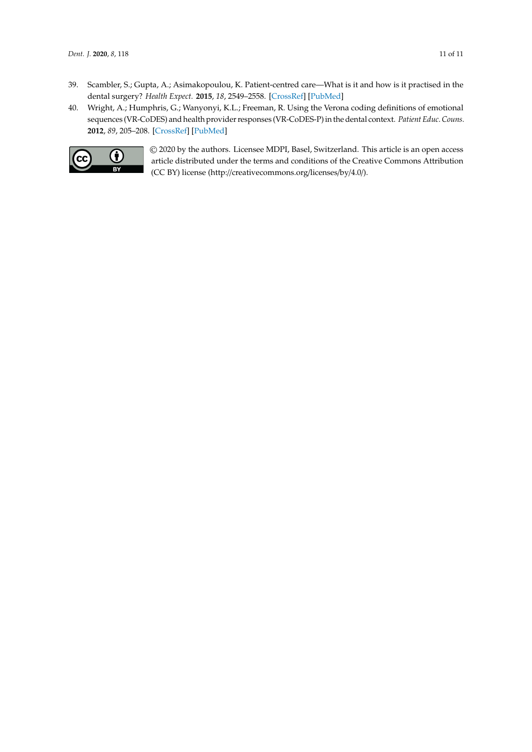39. Scambler, S.; Gupta, A.; Asimakopoulou, K. Patient-centred care—What is it and how is it practised in the dental surgery? *Health Expect.* **2015**, *18*, 2549–2558. [CrossRef] [PubMed]
40. Wright, A.; Humphris, G.; Wanyonyi, K.L.; Freeman, R. Using the Verona coding definitions of emotional sequences (VR-CoDES) and health provider responses (VR-CoDES-P) in the dental context. *Patient Educ. Couns.* **2012**, *89*, 205–208. [CrossRef] [PubMed]

© 2020 by the authors. Licensee MDPI, Basel, Switzerland. This article is an open access article distributed under the terms and conditions of the Creative Commons Attribution (CC BY) license (http://creativecommons.org/licenses/by/4.0/).